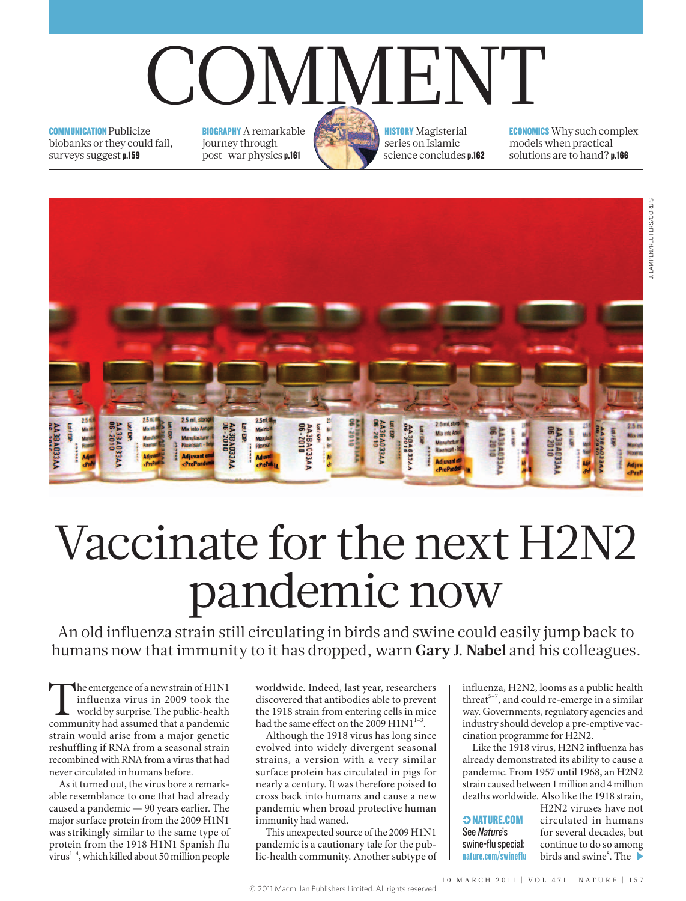# COMMENT

**COMMUNICATION** Publicize biobanks or they could fail, surveys suggest **p.159**

**BIOGRAPHY** A remarkable journey through post-war physics **p.161**

**HISTORY** Magisterial series on Islamic science concludes **p.162**

**ECONOMICS** Why such complex models when practical solutions are to hand? **p.166**

J. LAMPEN/REUTERS/CORBIS

# Vaccinate for the next H2N2 pandemic now

An old influenza strain still circulating in birds and swine could easily jump back to humans now that immunity to it has dropped, warn **Gary J. Nabel** and his colleagues.

The emergence of a new strain of H1N1 influenza virus in 2009 took the world by surprise. The public-health community had assumed that a pandemic strain would arise from a major genetic reshuffling if RNA from a seasonal strain recombined with RNA from a virus that had never circulated in humans before.

As it turned out, the virus bore a remarkable resemblance to one that had already caused a pandemic — 90 years earlier. The major surface protein from the 2009 H1N1 was strikingly similar to the same type of protein from the 1918 H1N1 Spanish flu virus[1–4], which killed about 50 million people worldwide. Indeed, last year, researchers discovered that antibodies able to prevent the 1918 strain from entering cells in mice had the same effect on the 2009 H1N1[1–3].

Although the 1918 virus has long since evolved into widely divergent seasonal strains, a version with a very similar surface protein has circulated in pigs for nearly a century. It was therefore poised to cross back into humans and cause a new pandemic when broad protective human immunity had waned.

This unexpected source of the 2009 H1N1 pandemic is a cautionary tale for the public-health community. Another subtype of influenza, H2N2, looms as a public health threat[5–7], and could re-emerge in a similar way. Governments, regulatory agencies and industry should develop a pre-emptive vaccination programme for H2N2.

Like the 1918 virus, H2N2 influenza has already demonstrated its ability to cause a pandemic. From 1957 until 1968, an H2N2 strain caused between 1 million and 4 million deaths worldwide. Also like the 1918 strain, H2N2 viruses have not circulated in humans for several decades, but continue to do so among birds and swine[8]. The

**➲ NATURE.COM**
See *Nature*'s swine-flu special:
**nature.com/swineflu**

© 2011 Macmillan Publishers Limited. All rights reserved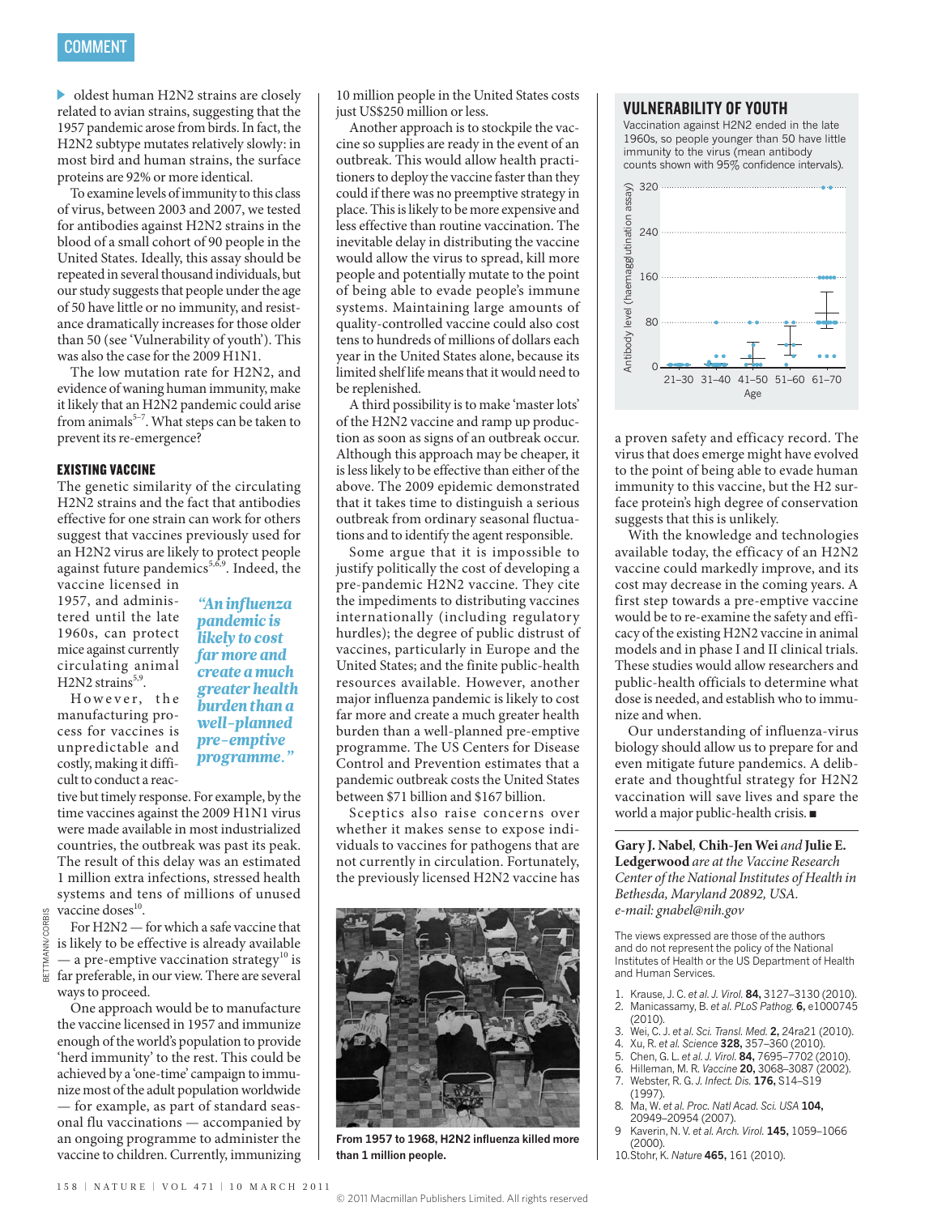oldest human H2N2 strains are closely related to avian strains, suggesting that the 1957 pandemic arose from birds. In fact, the H2N2 subtype mutates relatively slowly: in most bird and human strains, the surface proteins are 92% or more identical.

To examine levels of immunity to this class of virus, between 2003 and 2007, we tested for antibodies against H2N2 strains in the blood of a small cohort of 90 people in the United States. Ideally, this assay should be repeated in several thousand individuals, but our study suggests that people under the age of 50 have little or no immunity, and resistance dramatically increases for those older than 50 (see 'Vulnerability of youth'). This was also the case for the 2009 H1N1.

The low mutation rate for H2N2, and evidence of waning human immunity, make it likely that an H2N2 pandemic could arise from animals[5–7]. What steps can be taken to prevent its re-emergence?

### EXISTING VACCINE

The genetic similarity of the circulating H2N2 strains and the fact that antibodies effective for one strain can work for others suggest that vaccines previously used for an H2N2 virus are likely to protect people against future pandemics[5,6,9]. Indeed, the vaccine licensed in 1957, and administered until the late 1960s, can protect mice against currently circulating animal H2N2 strains[5,9].

> *"An influenza pandemic is likely to cost far more and create a much greater health burden than a well-planned pre-emptive programme."*

However, the manufacturing process for vaccines is unpredictable and costly, making it difficult to conduct a reactive but timely response. For example, by the time vaccines against the 2009 H1N1 virus were made available in most industrialized countries, the outbreak was past its peak. The result of this delay was an estimated 1 million extra infections, stressed health systems and tens of millions of unused vaccine doses[10].

For H2N2 — for which a safe vaccine that is likely to be effective is already available — a pre-emptive vaccination strategy[10] is far preferable, in our view. There are several ways to proceed.

One approach would be to manufacture the vaccine licensed in 1957 and immunize enough of the world's population to provide 'herd immunity' to the rest. This could be achieved by a 'one-time' campaign to immunize most of the adult population worldwide — for example, as part of standard seasonal flu vaccinations — accompanied by an ongoing programme to administer the vaccine to children. Currently, immunizing 10 million people in the United States costs just US$250 million or less.

Another approach is to stockpile the vaccine so supplies are ready in the event of an outbreak. This would allow health practitioners to deploy the vaccine faster than they could if there was no preemptive strategy in place. This is likely to be more expensive and less effective than routine vaccination. The inevitable delay in distributing the vaccine would allow the virus to spread, kill more people and potentially mutate to the point of being able to evade people's immune systems. Maintaining large amounts of quality-controlled vaccine could also cost tens to hundreds of millions of dollars each year in the United States alone, because its limited shelf life means that it would need to be replenished.

A third possibility is to make 'master lots' of the H2N2 vaccine and ramp up production as soon as signs of an outbreak occur. Although this approach may be cheaper, it is less likely to be effective than either of the above. The 2009 epidemic demonstrated that it takes time to distinguish a serious outbreak from ordinary seasonal fluctuations and to identify the agent responsible.

Some argue that it is impossible to justify politically the cost of developing a pre-pandemic H2N2 vaccine. They cite the impediments to distributing vaccines internationally (including regulatory hurdles); the degree of public distrust of vaccines, particularly in Europe and the United States; and the finite public-health resources available. However, another major influenza pandemic is likely to cost far more and create a much greater health burden than a well-planned pre-emptive programme. The US Centers for Disease Control and Prevention estimates that a pandemic outbreak costs the United States between $71 billion and $167 billion.

Sceptics also raise concerns over whether it makes sense to expose individuals to vaccines for pathogens that are not currently in circulation. Fortunately, the previously licensed H2N2 vaccine has a proven safety and efficacy record. The virus that does emerge might have evolved to the point of being able to evade human immunity to this vaccine, but the H2 surface protein's high degree of conservation suggests that this is unlikely.

With the knowledge and technologies available today, the efficacy of an H2N2 vaccine could markedly improve, and its cost may decrease in the coming years. A first step towards a pre-emptive vaccine would be to re-examine the safety and efficacy of the existing H2N2 vaccine in animal models and in phase I and II clinical trials. These studies would allow researchers and public-health officials to determine what dose is needed, and establish who to immunize and when.

Our understanding of influenza-virus biology should allow us to prepare for and even mitigate future pandemics. A deliberate and thoughtful strategy for H2N2 vaccination will save lives and spare the world a major public-health crisis. ■

From 1957 to 1968, H2N2 influenza killed more than 1 million people.

### VULNERABILITY OF YOUTH

Vaccination against H2N2 ended in the late 1960s, so people younger than 50 have little immunity to the virus (mean antibody counts shown with 95% confidence intervals).

Antibody level (haemagglutination assay)
320
240
160
80
0
21–30 31–40 41–50 51–60 61–70
Age

**Gary J. Nabel**, **Chih-Jen Wei** *and* **Julie E. Ledgerwood** *are at the Vaccine Research Center of the National Institutes of Health in Bethesda, Maryland 20892, USA.*
*e-mail: gnabel@nih.gov*

The views expressed are those of the authors and do not represent the policy of the National Institutes of Health or the US Department of Health and Human Services.

1. Krause, J. C. *et al. J. Virol.* **84,** 3127–3130 (2010).
2. Manicassamy, B. *et al. PLoS Pathog.* **6,** e1000745 (2010).
3. Wei, C. J. *et al. Sci. Transl. Med.* **2,** 24ra21 (2010).
4. Xu, R. *et al. Science* **328,** 357–360 (2010).
5. Chen, G. L. *et al. J. Virol.* **84,** 7695–7702 (2010).
6. Hilleman, M. R. *Vaccine* **20,** 3068–3087 (2002).
7. Webster, R. G. *J. Infect. Dis.* **176,** S14–S19 (1997).
8. Ma, W. *et al. Proc. Natl Acad. Sci. USA* **104,** 20949–20954 (2007).
9. Kaverin, N. V. *et al. Arch. Virol.* **145,** 1059–1066 (2000).
10. Stohr, K. *Nature* **465,** 161 (2010).